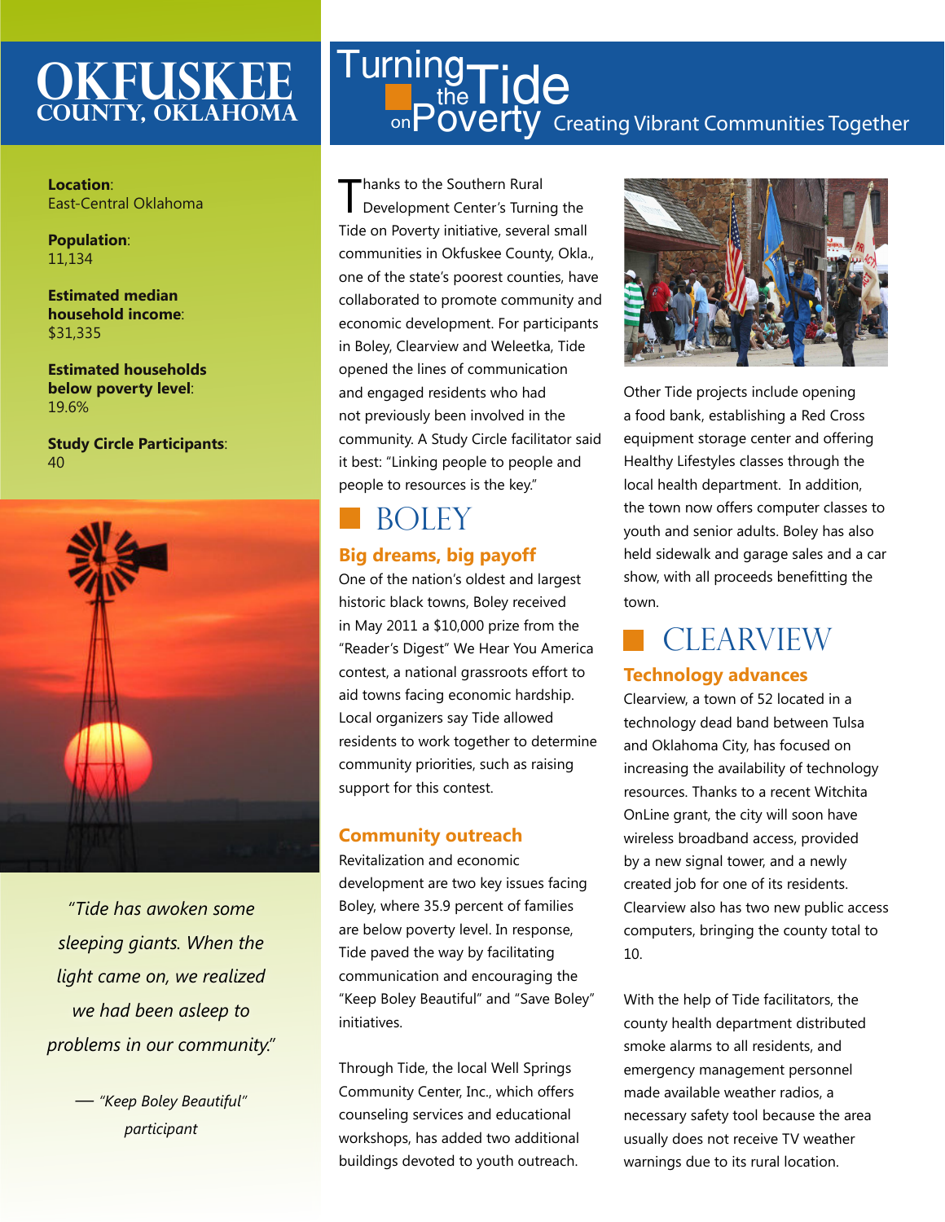# OKFUSKEE COUNTY, OKLAHOMA

**Location**: East-Central Oklahoma

**Population**: 11,134

**Estimated median household income**: $31,335

**Estimated households below poverty level**: 19.6%

**Study Circle Participants**: 40

*"Tide has awoken some sleeping giants. When the light came on, we realized we had been asleep to problems in our community."*

*— "Keep Boley Beautiful" participant*

# Turning the Tide on Poverty

Creating Vibrant Communities Together

Thanks to the Southern Rural Development Center's Turning the Tide on Poverty initiative, several small communities in Okfuskee County, Okla., one of the state's poorest counties, have collaborated to promote community and economic development. For participants in Boley, Clearview and Weleetka, Tide opened the lines of communication and engaged residents who had not previously been involved in the community. A Study Circle facilitator said it best: "Linking people to people and people to resources is the key."

## BOLEY

### Big dreams, big payoff

One of the nation's oldest and largest historic black towns, Boley received in May 2011 a $10,000 prize from the "Reader's Digest" We Hear You America contest, a national grassroots effort to aid towns facing economic hardship. Local organizers say Tide allowed residents to work together to determine community priorities, such as raising support for this contest.

### Community outreach

Revitalization and economic development are two key issues facing Boley, where 35.9 percent of families are below poverty level. In response, Tide paved the way by facilitating communication and encouraging the "Keep Boley Beautiful" and "Save Boley" initiatives.

Through Tide, the local Well Springs Community Center, Inc., which offers counseling services and educational workshops, has added two additional buildings devoted to youth outreach.

Other Tide projects include opening a food bank, establishing a Red Cross equipment storage center and offering Healthy Lifestyles classes through the local health department. In addition, the town now offers computer classes to youth and senior adults. Boley has also held sidewalk and garage sales and a car show, with all proceeds benefitting the town.

## CLEARVIEW

### Technology advances

Clearview, a town of 52 located in a technology dead band between Tulsa and Oklahoma City, has focused on increasing the availability of technology resources. Thanks to a recent Witchita OnLine grant, the city will soon have wireless broadband access, provided by a new signal tower, and a newly created job for one of its residents. Clearview also has two new public access computers, bringing the county total to 10.

With the help of Tide facilitators, the county health department distributed smoke alarms to all residents, and emergency management personnel made available weather radios, a necessary safety tool because the area usually does not receive TV weather warnings due to its rural location.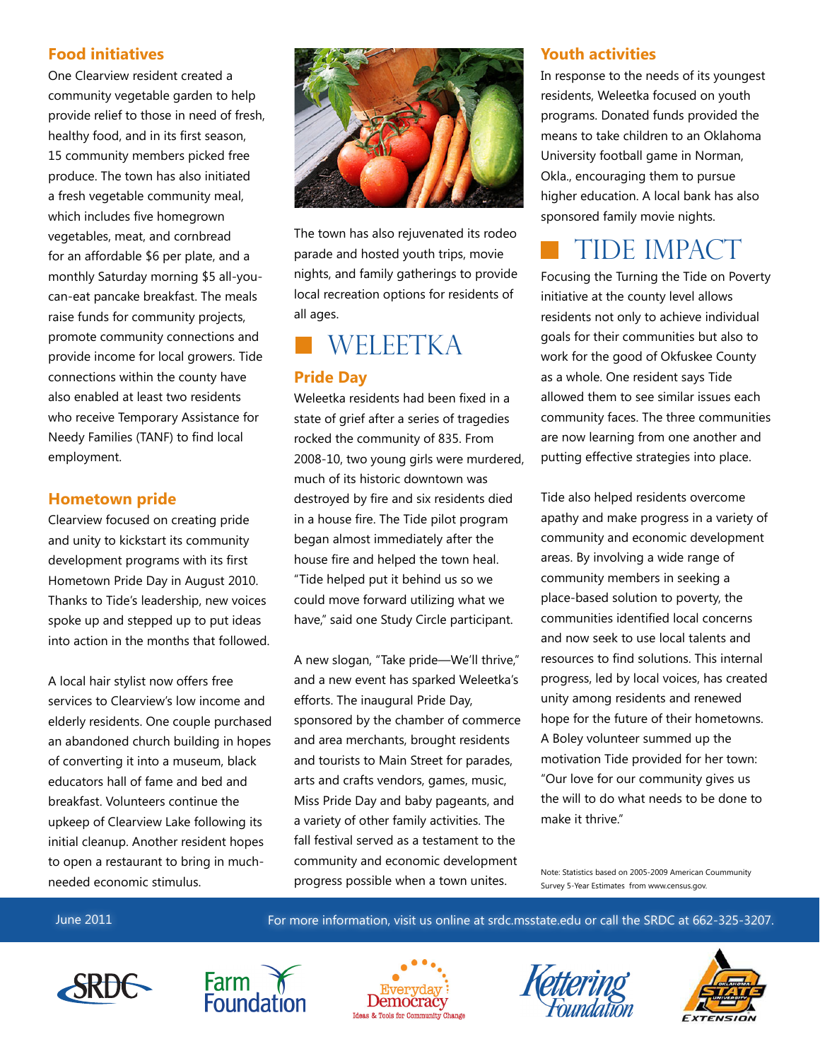### Food initiatives

One Clearview resident created a community vegetable garden to help provide relief to those in need of fresh, healthy food, and in its first season, 15 community members picked free produce. The town has also initiated a fresh vegetable community meal, which includes five homegrown vegetables, meat, and cornbread for an affordable $6 per plate, and a monthly Saturday morning $5 all-you-can-eat pancake breakfast. The meals raise funds for community projects, promote community connections and provide income for local growers. Tide connections within the county have also enabled at least two residents who receive Temporary Assistance for Needy Families (TANF) to find local employment.

### Hometown pride

Clearview focused on creating pride and unity to kickstart its community development programs with its first Hometown Pride Day in August 2010. Thanks to Tide's leadership, new voices spoke up and stepped up to put ideas into action in the months that followed.

A local hair stylist now offers free services to Clearview's low income and elderly residents. One couple purchased an abandoned church building in hopes of converting it into a museum, black educators hall of fame and bed and breakfast. Volunteers continue the upkeep of Clearview Lake following its initial cleanup. Another resident hopes to open a restaurant to bring in much-needed economic stimulus.

The town has also rejuvenated its rodeo parade and hosted youth trips, movie nights, and family gatherings to provide local recreation options for residents of all ages.

## WELEETKA

### Pride Day

Weleetka residents had been fixed in a state of grief after a series of tragedies rocked the community of 835. From 2008-10, two young girls were murdered, much of its historic downtown was destroyed by fire and six residents died in a house fire. The Tide pilot program began almost immediately after the house fire and helped the town heal. "Tide helped put it behind us so we could move forward utilizing what we have," said one Study Circle participant.

A new slogan, "Take pride—We'll thrive," and a new event has sparked Weleetka's efforts. The inaugural Pride Day, sponsored by the chamber of commerce and area merchants, brought residents and tourists to Main Street for parades, arts and crafts vendors, games, music, Miss Pride Day and baby pageants, and a variety of other family activities. The fall festival served as a testament to the community and economic development progress possible when a town unites.

### Youth activities

In response to the needs of its youngest residents, Weleetka focused on youth programs. Donated funds provided the means to take children to an Oklahoma University football game in Norman, Okla., encouraging them to pursue higher education. A local bank has also sponsored family movie nights.

## TIDE IMPACT

Focusing the Turning the Tide on Poverty initiative at the county level allows residents not only to achieve individual goals for their communities but also to work for the good of Okfuskee County as a whole. One resident says Tide allowed them to see similar issues each community faces. The three communities are now learning from one another and putting effective strategies into place.

Tide also helped residents overcome apathy and make progress in a variety of community and economic development areas. By involving a wide range of community members in seeking a place-based solution to poverty, the communities identified local concerns and now seek to use local talents and resources to find solutions. This internal progress, led by local voices, has created unity among residents and renewed hope for the future of their hometowns. A Boley volunteer summed up the motivation Tide provided for her town: "Our love for our community gives us the will to do what needs to be done to make it thrive."

Note: Statistics based on 2005-2009 American Coummunity Survey 5-Year Estimates from www.census.gov.

June 2011

For more information, visit us online at srdc.msstate.edu or call the SRDC at 662-325-3207.